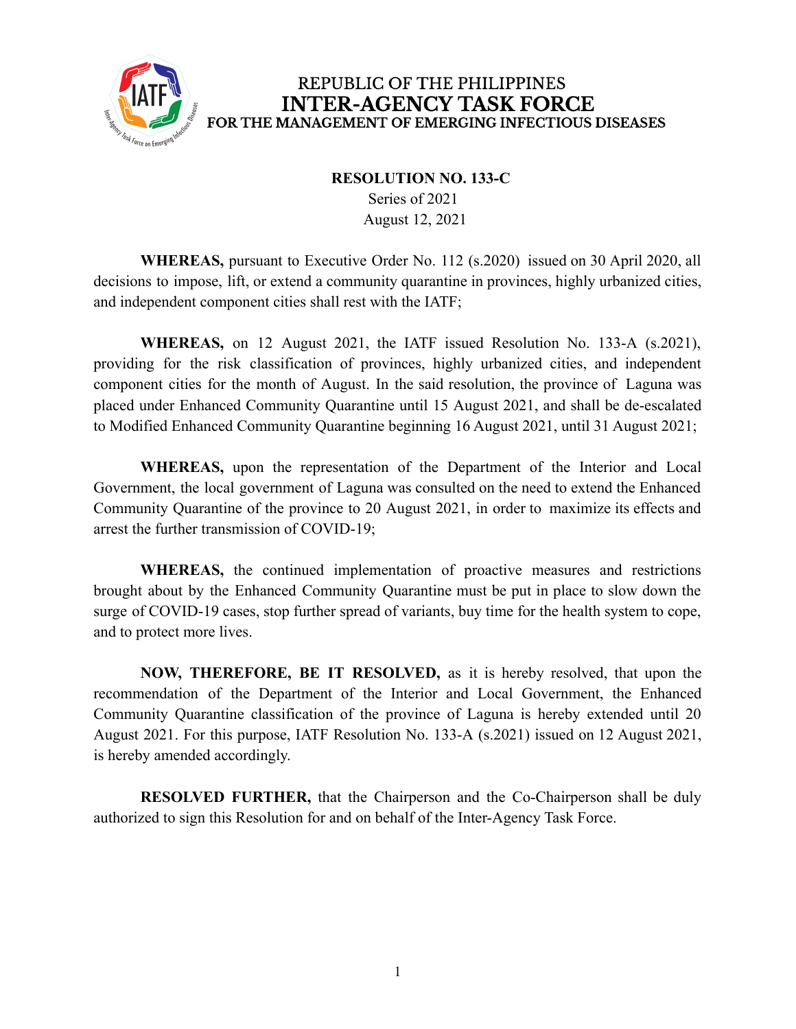REPUBLIC OF THE PHILIPPINES
# INTER-AGENCY TASK FORCE
## FOR THE MANAGEMENT OF EMERGING INFECTIOUS DISEASES

**RESOLUTION NO. 133-C**
Series of 2021
August 12, 2021

**WHEREAS,** pursuant to Executive Order No. 112 (s.2020) issued on 30 April 2020, all decisions to impose, lift, or extend a community quarantine in provinces, highly urbanized cities, and independent component cities shall rest with the IATF;

**WHEREAS,** on 12 August 2021, the IATF issued Resolution No. 133-A (s.2021), providing for the risk classification of provinces, highly urbanized cities, and independent component cities for the month of August. In the said resolution, the province of Laguna was placed under Enhanced Community Quarantine until 15 August 2021, and shall be de-escalated to Modified Enhanced Community Quarantine beginning 16 August 2021, until 31 August 2021;

**WHEREAS,** upon the representation of the Department of the Interior and Local Government, the local government of Laguna was consulted on the need to extend the Enhanced Community Quarantine of the province to 20 August 2021, in order to maximize its effects and arrest the further transmission of COVID-19;

**WHEREAS,** the continued implementation of proactive measures and restrictions brought about by the Enhanced Community Quarantine must be put in place to slow down the surge of COVID-19 cases, stop further spread of variants, buy time for the health system to cope, and to protect more lives.

**NOW, THEREFORE, BE IT RESOLVED,** as it is hereby resolved, that upon the recommendation of the Department of the Interior and Local Government, the Enhanced Community Quarantine classification of the province of Laguna is hereby extended until 20 August 2021. For this purpose, IATF Resolution No. 133-A (s.2021) issued on 12 August 2021, is hereby amended accordingly.

**RESOLVED FURTHER,** that the Chairperson and the Co-Chairperson shall be duly authorized to sign this Resolution for and on behalf of the Inter-Agency Task Force.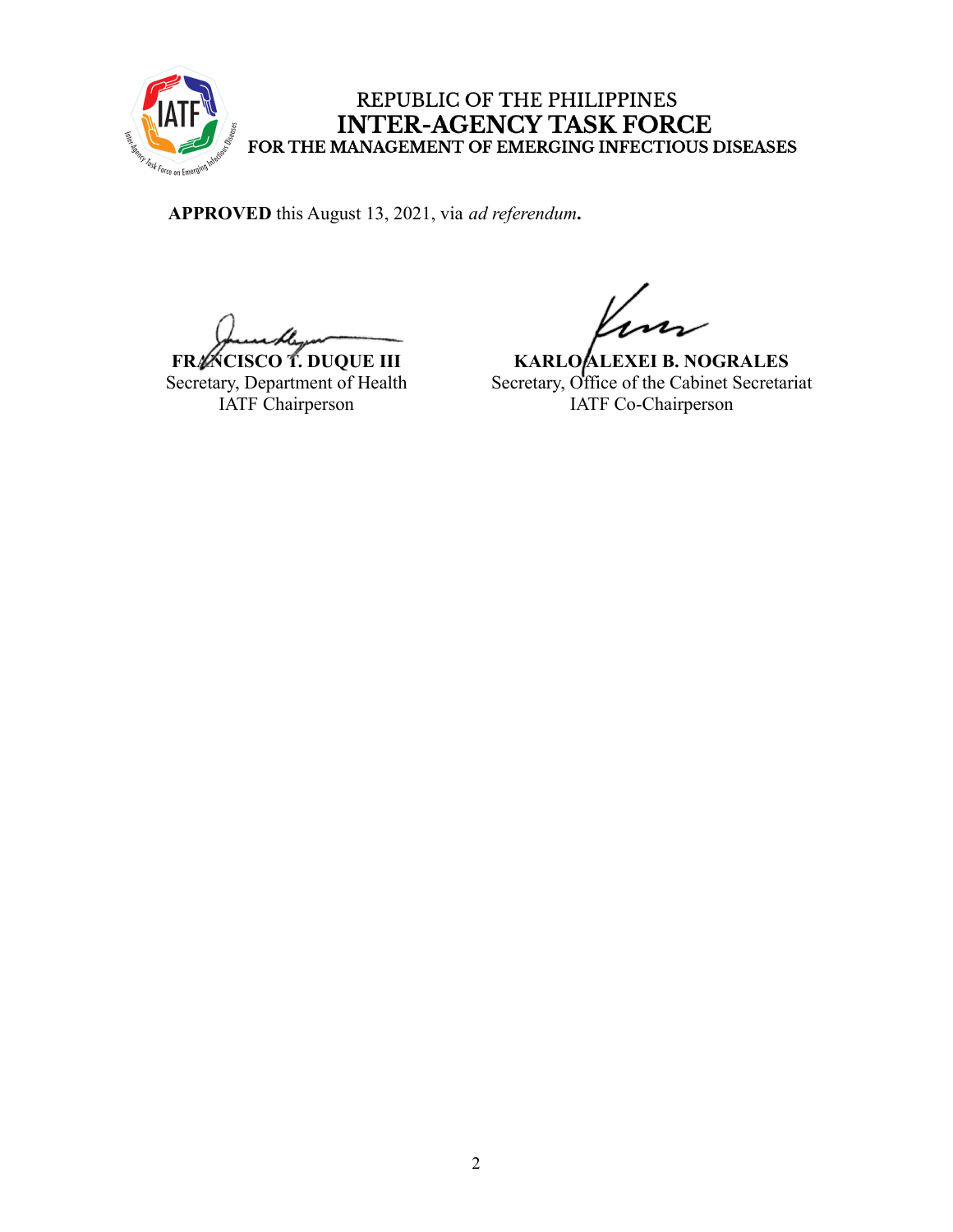REPUBLIC OF THE PHILIPPINES
**INTER-AGENCY TASK FORCE**
**FOR THE MANAGEMENT OF EMERGING INFECTIOUS DISEASES**

**APPROVED** this August 13, 2021, via *ad referendum***.**

| | |
|---|---|
| **FRANCISCO T. DUQUE III** | **KARLO ALEXEI B. NOGRALES** |
| Secretary, Department of Health | Secretary, Office of the Cabinet Secretariat |
| IATF Chairperson | IATF Co-Chairperson |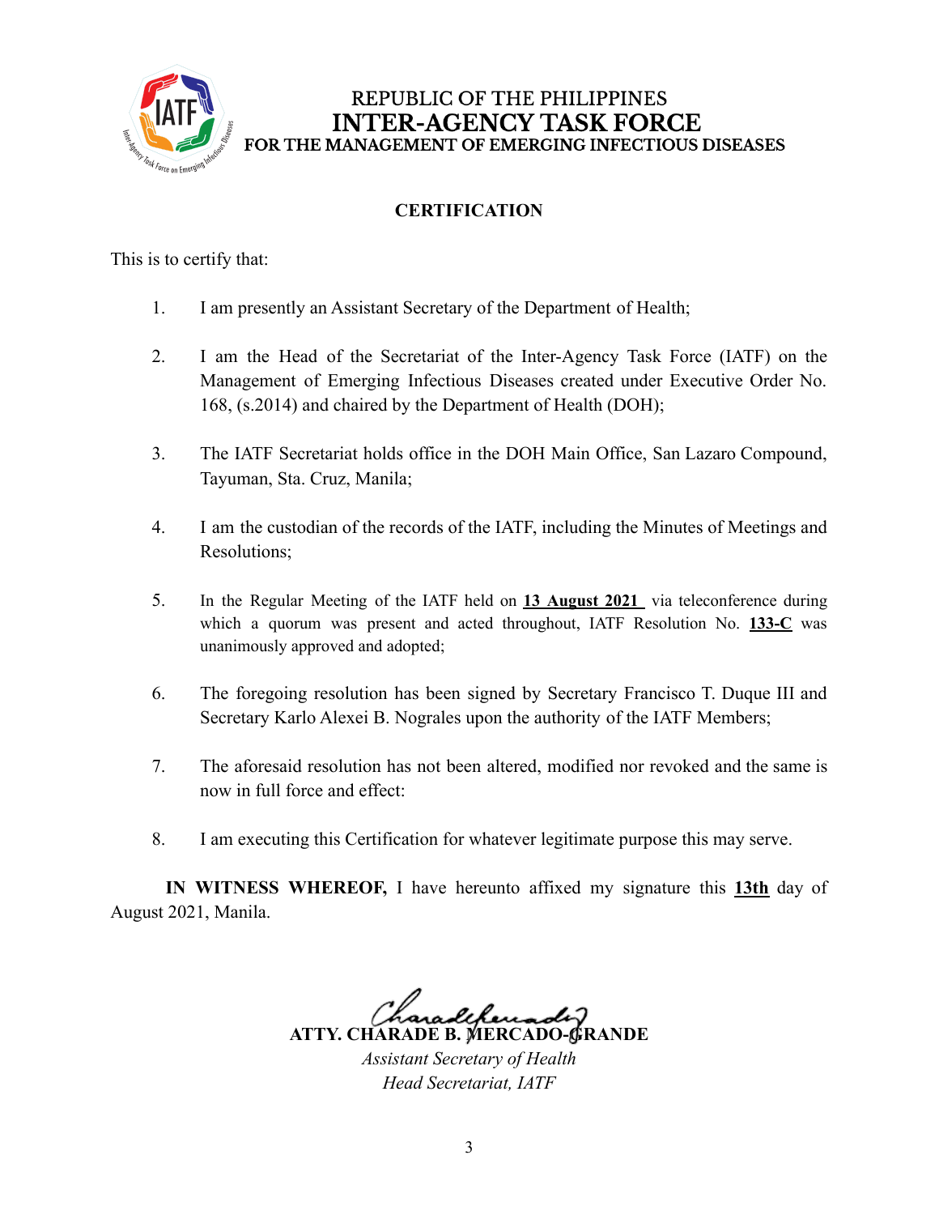REPUBLIC OF THE PHILIPPINES

**INTER-AGENCY TASK FORCE**

**FOR THE MANAGEMENT OF EMERGING INFECTIOUS DISEASES**

## CERTIFICATION

This is to certify that:

1. I am presently an Assistant Secretary of the Department of Health;

2. I am the Head of the Secretariat of the Inter-Agency Task Force (IATF) on the Management of Emerging Infectious Diseases created under Executive Order No. 168, (s.2014) and chaired by the Department of Health (DOH);

3. The IATF Secretariat holds office in the DOH Main Office, San Lazaro Compound, Tayuman, Sta. Cruz, Manila;

4. I am the custodian of the records of the IATF, including the Minutes of Meetings and Resolutions;

5. In the Regular Meeting of the IATF held on **13 August 2021** via teleconference during which a quorum was present and acted throughout, IATF Resolution No. **133-C** was unanimously approved and adopted;

6. The foregoing resolution has been signed by Secretary Francisco T. Duque III and Secretary Karlo Alexei B. Nograles upon the authority of the IATF Members;

7. The aforesaid resolution has not been altered, modified nor revoked and the same is now in full force and effect:

8. I am executing this Certification for whatever legitimate purpose this may serve.

**IN WITNESS WHEREOF,** I have hereunto affixed my signature this **13th** day of August 2021, Manila.

**ATTY. CHARADE B. MERCADO-GRANDE**
*Assistant Secretary of Health*
*Head Secretariat, IATF*